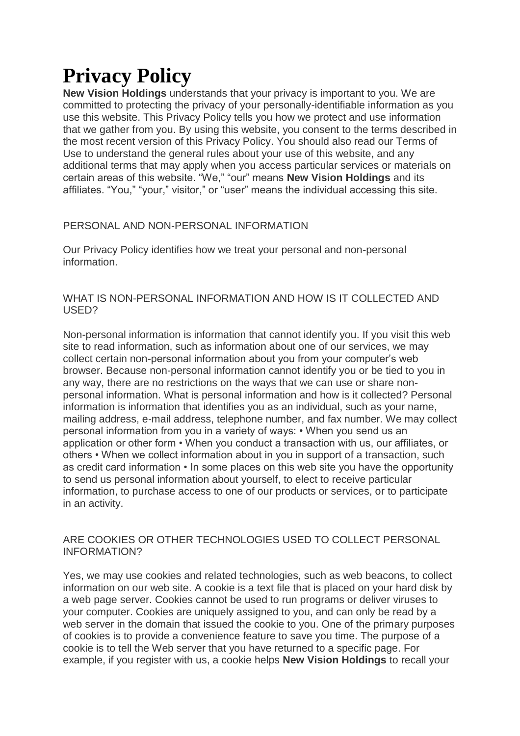# Privacy Policy

**New Vision Holdings** understands that your privacy is important to you. We are committed to protecting the privacy of your personally-identifiable information as you use this website. This Privacy Policy tells you how we protect and use information that we gather from you. By using this website, you consent to the terms described in the most recent version of this Privacy Policy. You should also read our Terms of Use to understand the general rules about your use of this website, and any additional terms that may apply when you access particular services or materials on certain areas of this website. "We," "our" means **New Vision Holdings** and its affiliates. "You," "your," visitor," or "user" means the individual accessing this site.

PERSONAL AND NON-PERSONAL INFORMATION

Our Privacy Policy identifies how we treat your personal and non-personal information.

WHAT IS NON-PERSONAL INFORMATION AND HOW IS IT COLLECTED AND USED?

Non-personal information is information that cannot identify you. If you visit this web site to read information, such as information about one of our services, we may collect certain non-personal information about you from your computer's web browser. Because non-personal information cannot identify you or be tied to you in any way, there are no restrictions on the ways that we can use or share non-personal information. What is personal information and how is it collected? Personal information is information that identifies you as an individual, such as your name, mailing address, e-mail address, telephone number, and fax number. We may collect personal information from you in a variety of ways: • When you send us an application or other form • When you conduct a transaction with us, our affiliates, or others • When we collect information about in you in support of a transaction, such as credit card information • In some places on this web site you have the opportunity to send us personal information about yourself, to elect to receive particular information, to purchase access to one of our products or services, or to participate in an activity.

ARE COOKIES OR OTHER TECHNOLOGIES USED TO COLLECT PERSONAL INFORMATION?

Yes, we may use cookies and related technologies, such as web beacons, to collect information on our web site. A cookie is a text file that is placed on your hard disk by a web page server. Cookies cannot be used to run programs or deliver viruses to your computer. Cookies are uniquely assigned to you, and can only be read by a web server in the domain that issued the cookie to you. One of the primary purposes of cookies is to provide a convenience feature to save you time. The purpose of a cookie is to tell the Web server that you have returned to a specific page. For example, if you register with us, a cookie helps **New Vision Holdings** to recall your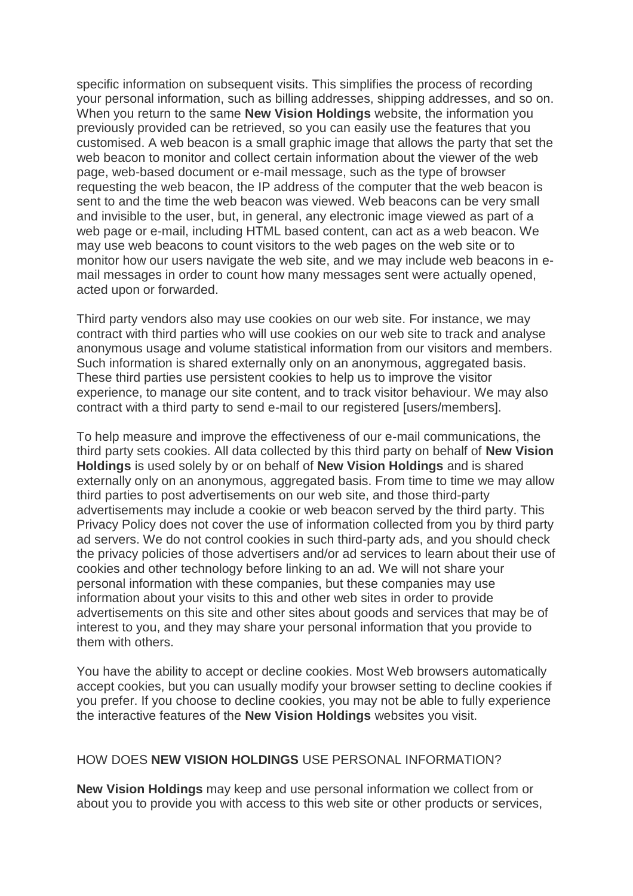specific information on subsequent visits. This simplifies the process of recording your personal information, such as billing addresses, shipping addresses, and so on. When you return to the same **New Vision Holdings** website, the information you previously provided can be retrieved, so you can easily use the features that you customised. A web beacon is a small graphic image that allows the party that set the web beacon to monitor and collect certain information about the viewer of the web page, web-based document or e-mail message, such as the type of browser requesting the web beacon, the IP address of the computer that the web beacon is sent to and the time the web beacon was viewed. Web beacons can be very small and invisible to the user, but, in general, any electronic image viewed as part of a web page or e-mail, including HTML based content, can act as a web beacon. We may use web beacons to count visitors to the web pages on the web site or to monitor how our users navigate the web site, and we may include web beacons in e-mail messages in order to count how many messages sent were actually opened, acted upon or forwarded.

Third party vendors also may use cookies on our web site. For instance, we may contract with third parties who will use cookies on our web site to track and analyse anonymous usage and volume statistical information from our visitors and members. Such information is shared externally only on an anonymous, aggregated basis. These third parties use persistent cookies to help us to improve the visitor experience, to manage our site content, and to track visitor behaviour. We may also contract with a third party to send e-mail to our registered [users/members].

To help measure and improve the effectiveness of our e-mail communications, the third party sets cookies. All data collected by this third party on behalf of **New Vision Holdings** is used solely by or on behalf of **New Vision Holdings** and is shared externally only on an anonymous, aggregated basis. From time to time we may allow third parties to post advertisements on our web site, and those third-party advertisements may include a cookie or web beacon served by the third party. This Privacy Policy does not cover the use of information collected from you by third party ad servers. We do not control cookies in such third-party ads, and you should check the privacy policies of those advertisers and/or ad services to learn about their use of cookies and other technology before linking to an ad. We will not share your personal information with these companies, but these companies may use information about your visits to this and other web sites in order to provide advertisements on this site and other sites about goods and services that may be of interest to you, and they may share your personal information that you provide to them with others.

You have the ability to accept or decline cookies. Most Web browsers automatically accept cookies, but you can usually modify your browser setting to decline cookies if you prefer. If you choose to decline cookies, you may not be able to fully experience the interactive features of the **New Vision Holdings** websites you visit.

## HOW DOES **NEW VISION HOLDINGS** USE PERSONAL INFORMATION?

**New Vision Holdings** may keep and use personal information we collect from or about you to provide you with access to this web site or other products or services,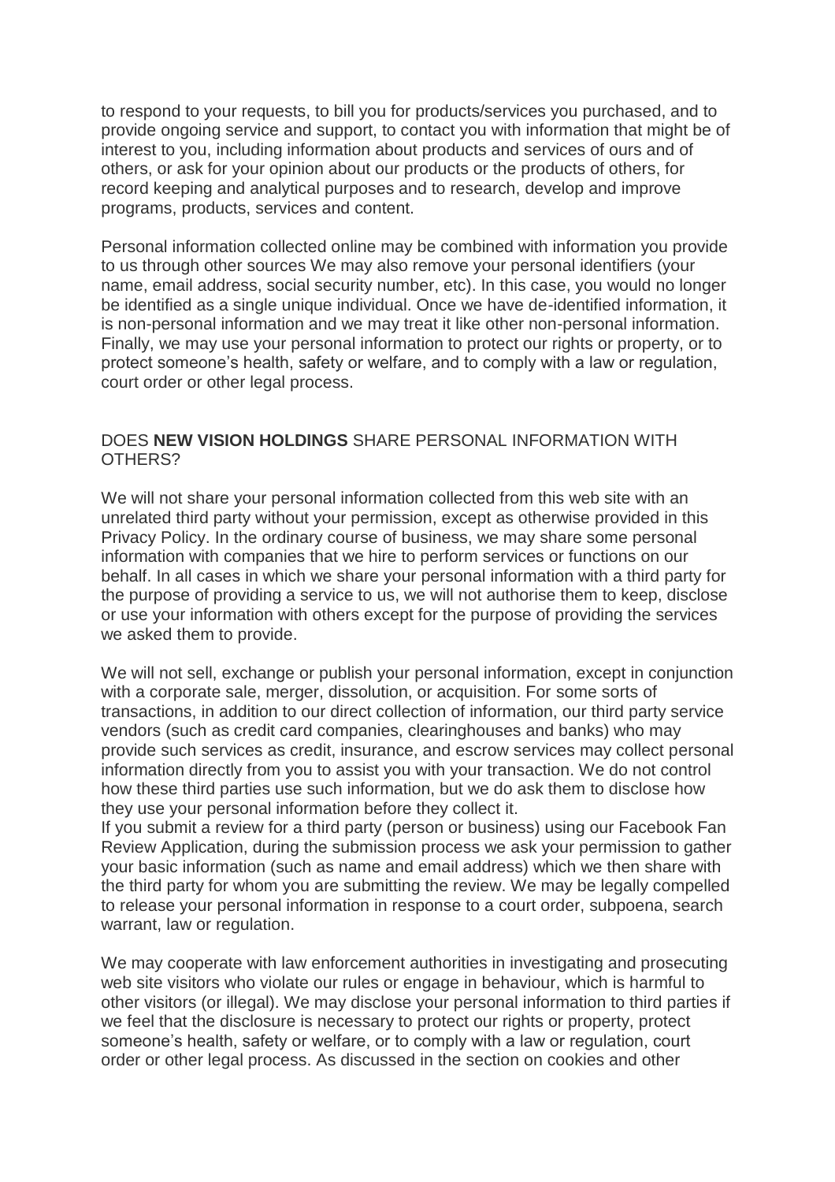to respond to your requests, to bill you for products/services you purchased, and to provide ongoing service and support, to contact you with information that might be of interest to you, including information about products and services of ours and of others, or ask for your opinion about our products or the products of others, for record keeping and analytical purposes and to research, develop and improve programs, products, services and content.

Personal information collected online may be combined with information you provide to us through other sources We may also remove your personal identifiers (your name, email address, social security number, etc). In this case, you would no longer be identified as a single unique individual. Once we have de-identified information, it is non-personal information and we may treat it like other non-personal information. Finally, we may use your personal information to protect our rights or property, or to protect someone's health, safety or welfare, and to comply with a law or regulation, court order or other legal process.

## DOES **NEW VISION HOLDINGS** SHARE PERSONAL INFORMATION WITH OTHERS?

We will not share your personal information collected from this web site with an unrelated third party without your permission, except as otherwise provided in this Privacy Policy. In the ordinary course of business, we may share some personal information with companies that we hire to perform services or functions on our behalf. In all cases in which we share your personal information with a third party for the purpose of providing a service to us, we will not authorise them to keep, disclose or use your information with others except for the purpose of providing the services we asked them to provide.

We will not sell, exchange or publish your personal information, except in conjunction with a corporate sale, merger, dissolution, or acquisition. For some sorts of transactions, in addition to our direct collection of information, our third party service vendors (such as credit card companies, clearinghouses and banks) who may provide such services as credit, insurance, and escrow services may collect personal information directly from you to assist you with your transaction. We do not control how these third parties use such information, but we do ask them to disclose how they use your personal information before they collect it.
If you submit a review for a third party (person or business) using our Facebook Fan Review Application, during the submission process we ask your permission to gather your basic information (such as name and email address) which we then share with the third party for whom you are submitting the review. We may be legally compelled to release your personal information in response to a court order, subpoena, search warrant, law or regulation.

We may cooperate with law enforcement authorities in investigating and prosecuting web site visitors who violate our rules or engage in behaviour, which is harmful to other visitors (or illegal). We may disclose your personal information to third parties if we feel that the disclosure is necessary to protect our rights or property, protect someone's health, safety or welfare, or to comply with a law or regulation, court order or other legal process. As discussed in the section on cookies and other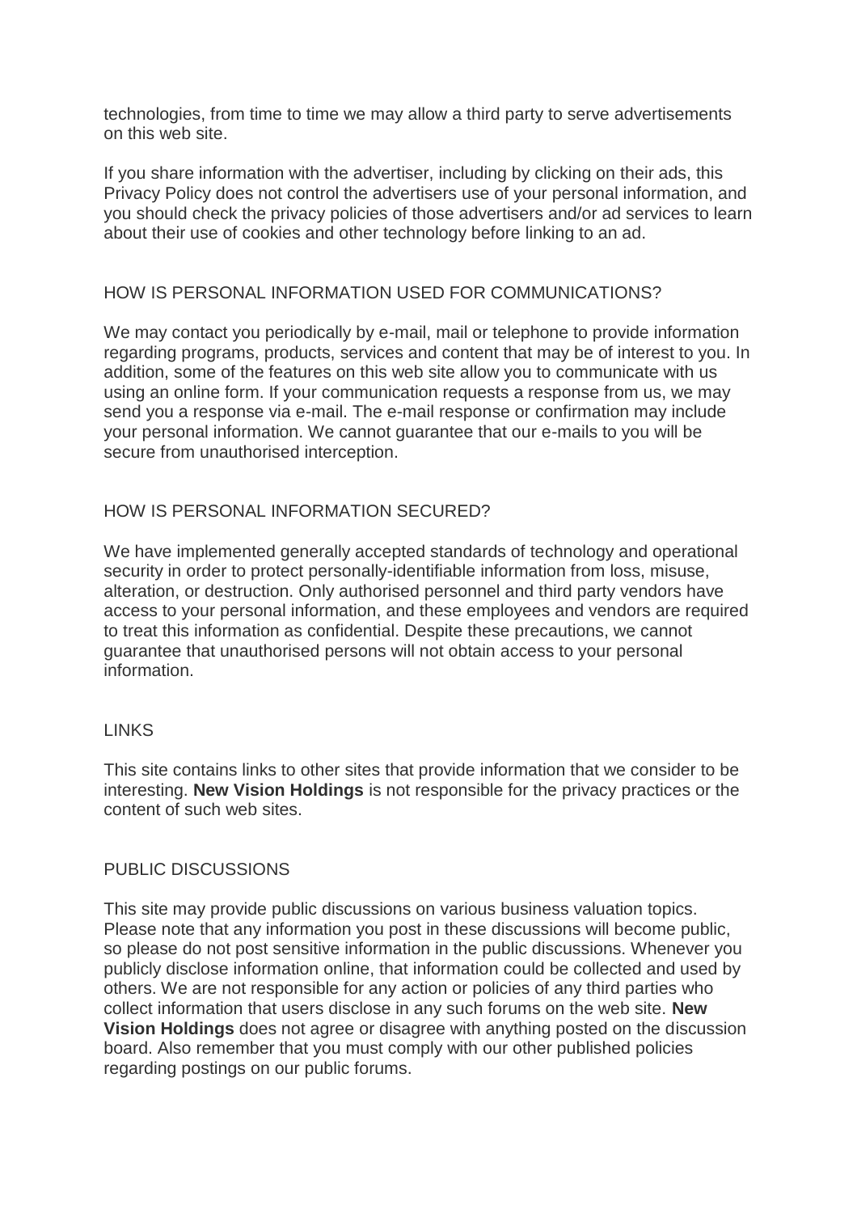technologies, from time to time we may allow a third party to serve advertisements on this web site.

If you share information with the advertiser, including by clicking on their ads, this Privacy Policy does not control the advertisers use of your personal information, and you should check the privacy policies of those advertisers and/or ad services to learn about their use of cookies and other technology before linking to an ad.

## HOW IS PERSONAL INFORMATION USED FOR COMMUNICATIONS?

We may contact you periodically by e-mail, mail or telephone to provide information regarding programs, products, services and content that may be of interest to you. In addition, some of the features on this web site allow you to communicate with us using an online form. If your communication requests a response from us, we may send you a response via e-mail. The e-mail response or confirmation may include your personal information. We cannot guarantee that our e-mails to you will be secure from unauthorised interception.

## HOW IS PERSONAL INFORMATION SECURED?

We have implemented generally accepted standards of technology and operational security in order to protect personally-identifiable information from loss, misuse, alteration, or destruction. Only authorised personnel and third party vendors have access to your personal information, and these employees and vendors are required to treat this information as confidential. Despite these precautions, we cannot guarantee that unauthorised persons will not obtain access to your personal information.

## LINKS

This site contains links to other sites that provide information that we consider to be interesting. **New Vision Holdings** is not responsible for the privacy practices or the content of such web sites.

## PUBLIC DISCUSSIONS

This site may provide public discussions on various business valuation topics. Please note that any information you post in these discussions will become public, so please do not post sensitive information in the public discussions. Whenever you publicly disclose information online, that information could be collected and used by others. We are not responsible for any action or policies of any third parties who collect information that users disclose in any such forums on the web site. **New Vision Holdings** does not agree or disagree with anything posted on the discussion board. Also remember that you must comply with our other published policies regarding postings on our public forums.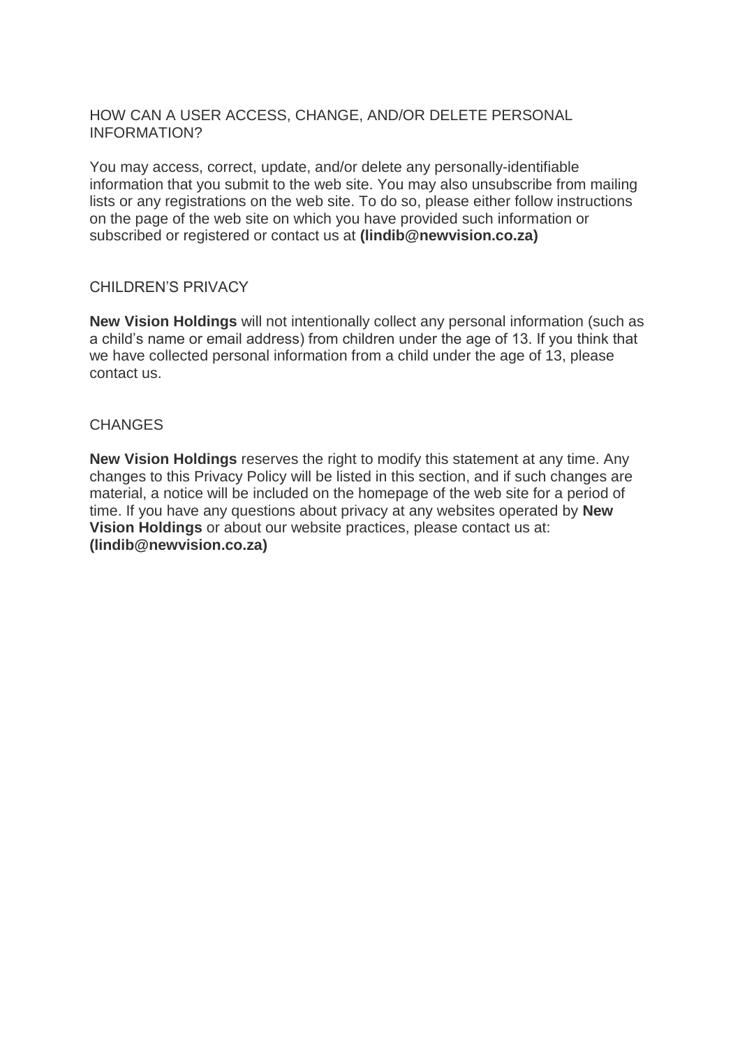## HOW CAN A USER ACCESS, CHANGE, AND/OR DELETE PERSONAL INFORMATION?

You may access, correct, update, and/or delete any personally-identifiable information that you submit to the web site. You may also unsubscribe from mailing lists or any registrations on the web site. To do so, please either follow instructions on the page of the web site on which you have provided such information or subscribed or registered or contact us at **(lindib@newvision.co.za)**

## CHILDREN'S PRIVACY

**New Vision Holdings** will not intentionally collect any personal information (such as a child's name or email address) from children under the age of 13. If you think that we have collected personal information from a child under the age of 13, please contact us.

## CHANGES

**New Vision Holdings** reserves the right to modify this statement at any time. Any changes to this Privacy Policy will be listed in this section, and if such changes are material, a notice will be included on the homepage of the web site for a period of time. If you have any questions about privacy at any websites operated by **New Vision Holdings** or about our website practices, please contact us at: **(lindib@newvision.co.za)**